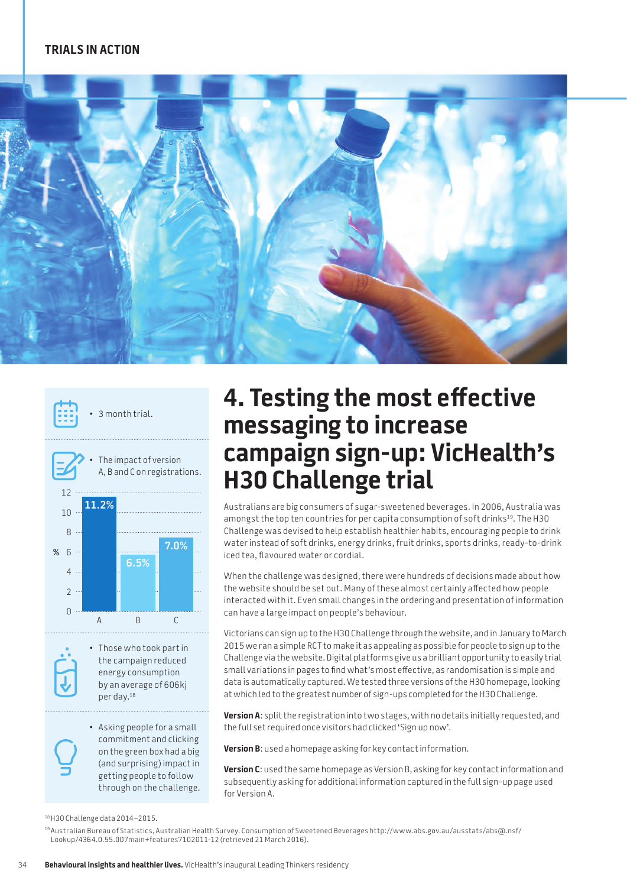TRIALS IN ACTION

# 4. Testing the most effective messaging to increase campaign sign-up: VicHealth's H30 Challenge trial

- 3 month trial.
- The impact of version A, B and C on registrations.

| Version | % |
|---|---|
| A | 11.2% |
| B | 6.5% |
| C | 7.0% |

- Those who took part in the campaign reduced energy consumption by an average of 606kj per day.[18]
- Asking people for a small commitment and clicking on the green box had a big (and surprising) impact in getting people to follow through on the challenge.

Australians are big consumers of sugar-sweetened beverages. In 2006, Australia was amongst the top ten countries for per capita consumption of soft drinks[19]. The H30 Challenge was devised to help establish healthier habits, encouraging people to drink water instead of soft drinks, energy drinks, fruit drinks, sports drinks, ready-to-drink iced tea, flavoured water or cordial.

When the challenge was designed, there were hundreds of decisions made about how the website should be set out. Many of these almost certainly affected how people interacted with it. Even small changes in the ordering and presentation of information can have a large impact on people's behaviour.

Victorians can sign up to the H30 Challenge through the website, and in January to March 2015 we ran a simple RCT to make it as appealing as possible for people to sign up to the Challenge via the website. Digital platforms give us a brilliant opportunity to easily trial small variations in pages to find what's most effective, as randomisation is simple and data is automatically captured. We tested three versions of the H30 homepage, looking at which led to the greatest number of sign-ups completed for the H30 Challenge.

**Version A**: split the registration into two stages, with no details initially requested, and the full set required once visitors had clicked 'Sign up now'.

**Version B**: used a homepage asking for key contact information.

**Version C**: used the same homepage as Version B, asking for key contact information and subsequently asking for additional information captured in the full sign-up page used for Version A.

[18] H30 Challenge data 2014–2015.

[19] Australian Bureau of Statistics, Australian Health Survey. Consumption of Sweetened Beverages http://www.abs.gov.au/ausstats/abs@.nsf/Lookup/4364.0.55.007main+features7102011-12 (retrieved 21 March 2016).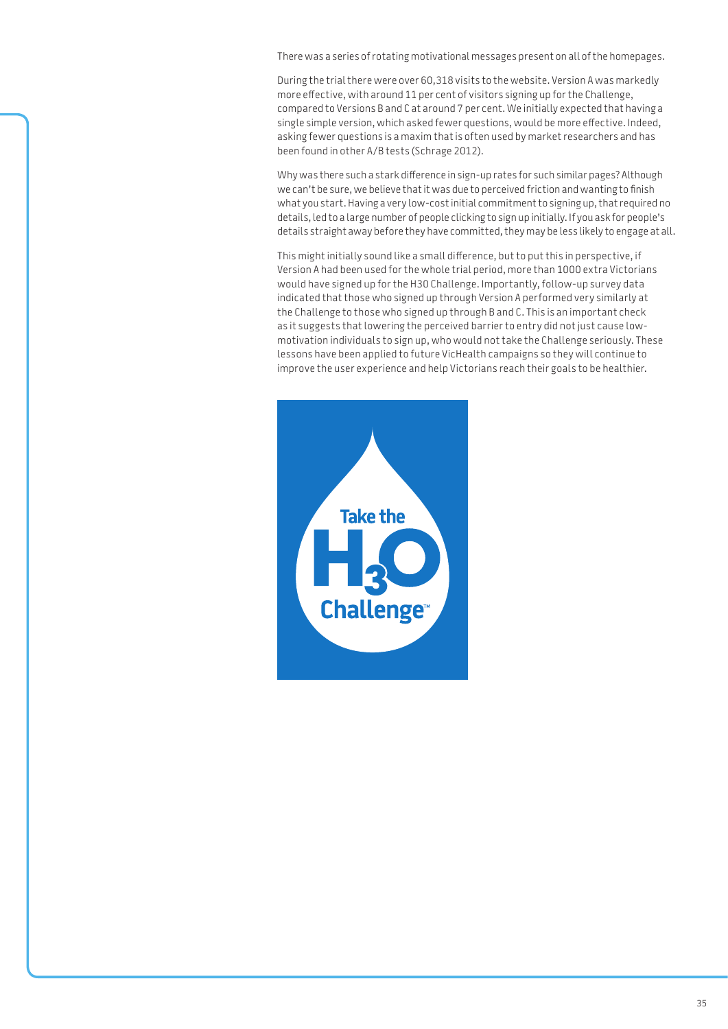There was a series of rotating motivational messages present on all of the homepages.

During the trial there were over 60,318 visits to the website. Version A was markedly more effective, with around 11 per cent of visitors signing up for the Challenge, compared to Versions B and C at around 7 per cent. We initially expected that having a single simple version, which asked fewer questions, would be more effective. Indeed, asking fewer questions is a maxim that is often used by market researchers and has been found in other A/B tests (Schrage 2012).

Why was there such a stark difference in sign-up rates for such similar pages? Although we can't be sure, we believe that it was due to perceived friction and wanting to finish what you start. Having a very low-cost initial commitment to signing up, that required no details, led to a large number of people clicking to sign up initially. If you ask for people's details straight away before they have committed, they may be less likely to engage at all.

This might initially sound like a small difference, but to put this in perspective, if Version A had been used for the whole trial period, more than 1000 extra Victorians would have signed up for the H30 Challenge. Importantly, follow-up survey data indicated that those who signed up through Version A performed very similarly at the Challenge to those who signed up through B and C. This is an important check as it suggests that lowering the perceived barrier to entry did not just cause low-motivation individuals to sign up, who would not take the Challenge seriously. These lessons have been applied to future VicHealth campaigns so they will continue to improve the user experience and help Victorians reach their goals to be healthier.

Take the $H_3O$ Challenge™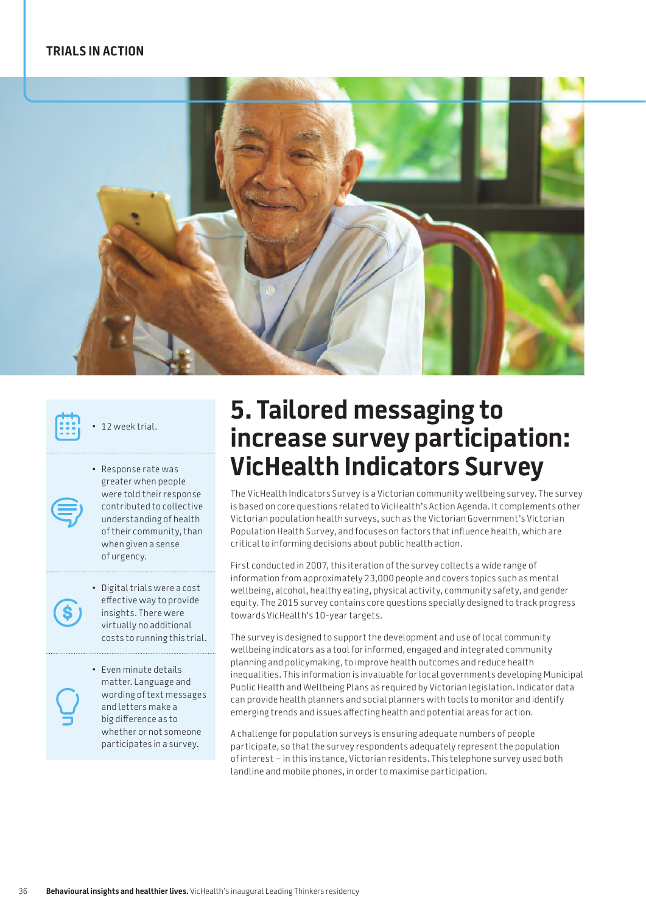TRIALS IN ACTION

- 12 week trial.

- Response rate was greater when people were told their response contributed to collective understanding of health of their community, than when given a sense of urgency.

- Digital trials were a cost effective way to provide insights. There were virtually no additional costs to running this trial.

- Even minute details matter. Language and wording of text messages and letters make a big difference as to whether or not someone participates in a survey.

# 5. Tailored messaging to increase survey participation: VicHealth Indicators Survey

The VicHealth Indicators Survey is a Victorian community wellbeing survey. The survey is based on core questions related to VicHealth's Action Agenda. It complements other Victorian population health surveys, such as the Victorian Government's Victorian Population Health Survey, and focuses on factors that influence health, which are critical to informing decisions about public health action.

First conducted in 2007, this iteration of the survey collects a wide range of information from approximately 23,000 people and covers topics such as mental wellbeing, alcohol, healthy eating, physical activity, community safety, and gender equity. The 2015 survey contains core questions specially designed to track progress towards VicHealth's 10-year targets.

The survey is designed to support the development and use of local community wellbeing indicators as a tool for informed, engaged and integrated community planning and policymaking, to improve health outcomes and reduce health inequalities. This information is invaluable for local governments developing Municipal Public Health and Wellbeing Plans as required by Victorian legislation. Indicator data can provide health planners and social planners with tools to monitor and identify emerging trends and issues affecting health and potential areas for action.

A challenge for population surveys is ensuring adequate numbers of people participate, so that the survey respondents adequately represent the population of interest – in this instance, Victorian residents. This telephone survey used both landline and mobile phones, in order to maximise participation.